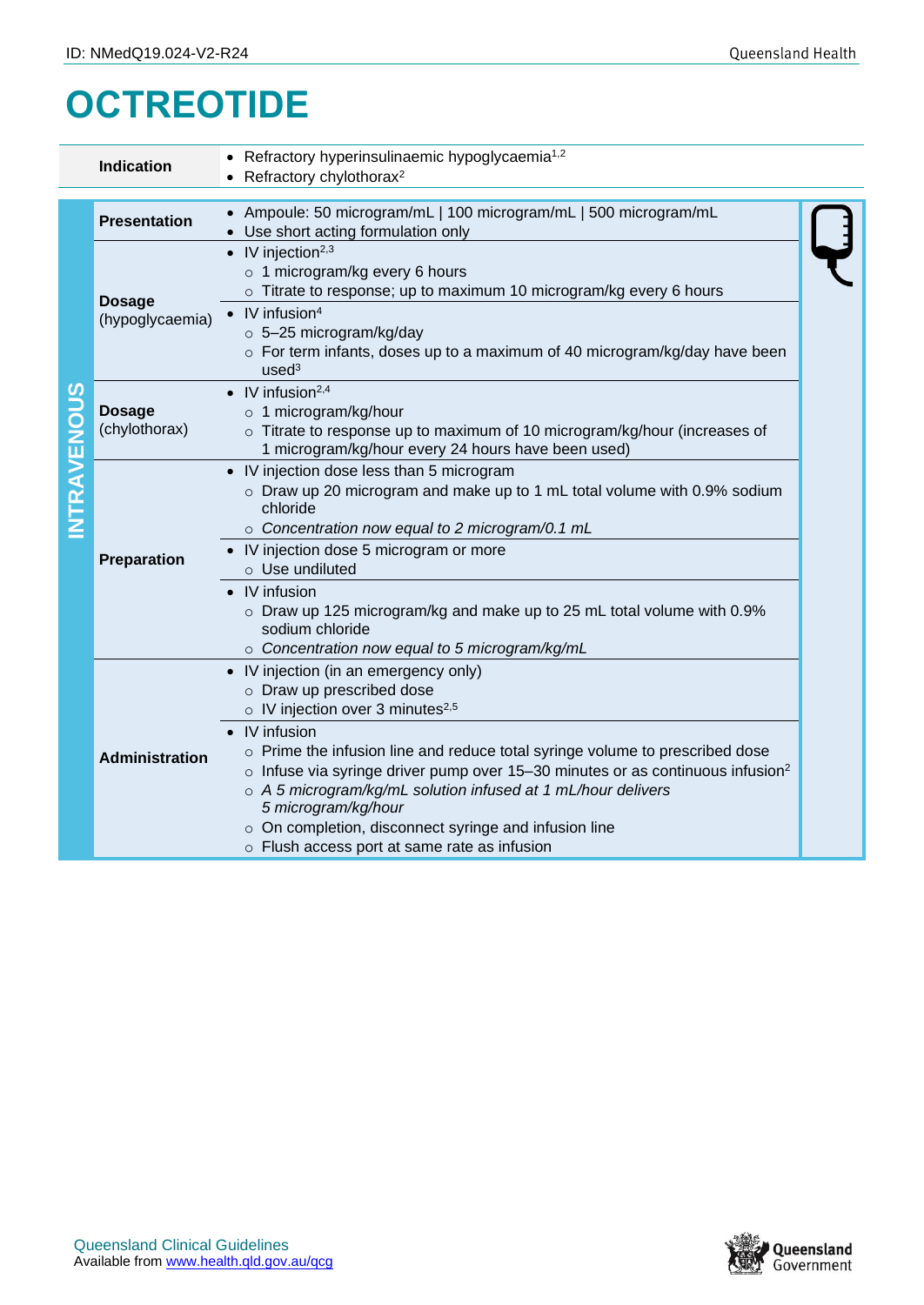# OCTREOTIDE

| | |
|---|---|
| **Indication** | • Refractory hyperinsulinaemic hypoglycaemia[1,2]<br>• Refractory chylothorax[2] |

| INTRAVENOUS | | |
|---|---|---|
| | **Presentation** | • Ampoule: 50 microgram/mL \| 100 microgram/mL \| 500 microgram/mL<br>• Use short acting formulation only |
| | **Dosage** (hypoglycaemia) | • IV injection[2,3]<br>○ 1 microgram/kg every 6 hours<br>○ Titrate to response; up to maximum 10 microgram/kg every 6 hours<br>• IV infusion[4]<br>○ 5–25 microgram/kg/day<br>○ For term infants, doses up to a maximum of 40 microgram/kg/day have been used[3] |
| | **Dosage** (chylothorax) | • IV infusion[2,4]<br>○ 1 microgram/kg/hour<br>○ Titrate to response up to maximum of 10 microgram/kg/hour (increases of 1 microgram/kg/hour every 24 hours have been used) |
| | **Preparation** | • IV injection dose less than 5 microgram<br>○ Draw up 20 microgram and make up to 1 mL total volume with 0.9% sodium chloride<br>○ *Concentration now equal to 2 microgram/0.1 mL*<br>• IV injection dose 5 microgram or more<br>○ Use undiluted<br>• IV infusion<br>○ Draw up 125 microgram/kg and make up to 25 mL total volume with 0.9% sodium chloride<br>○ *Concentration now equal to 5 microgram/kg/mL* |
| | **Administration** | • IV injection (in an emergency only)<br>○ Draw up prescribed dose<br>○ IV injection over 3 minutes[2,5]<br>• IV infusion<br>○ Prime the infusion line and reduce total syringe volume to prescribed dose<br>○ Infuse via syringe driver pump over 15–30 minutes or as continuous infusion[2]<br>○ *A 5 microgram/kg/mL solution infused at 1 mL/hour delivers 5 microgram/kg/hour*<br>○ On completion, disconnect syringe and infusion line<br>○ Flush access port at same rate as infusion |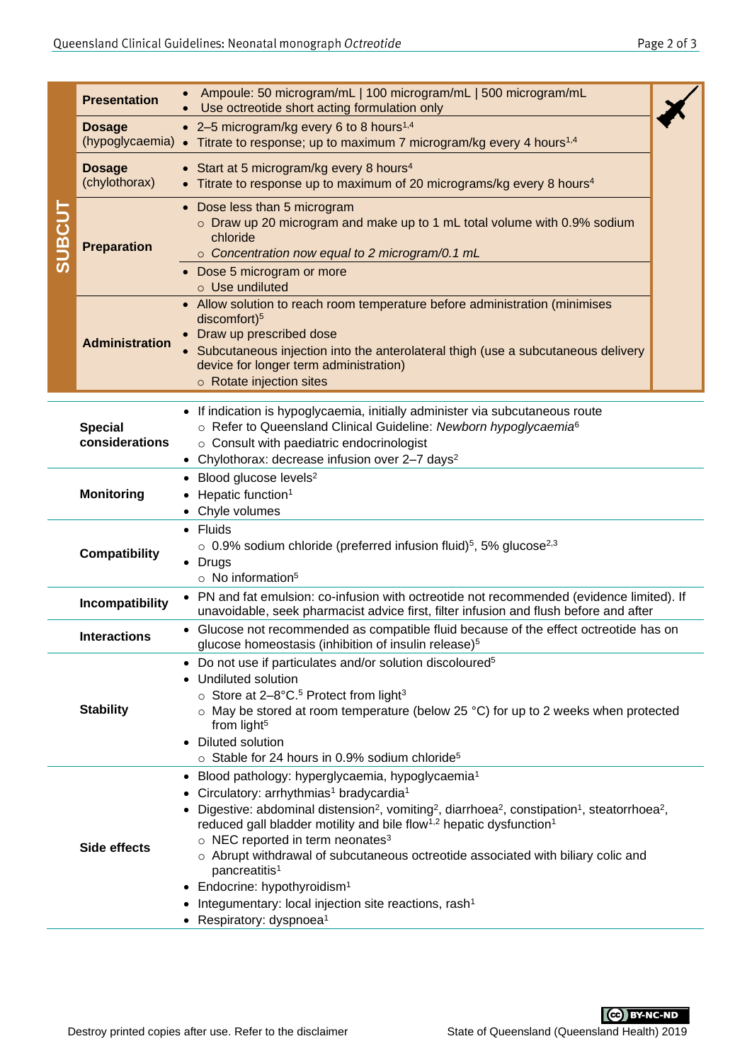| SUBCUT | | |
|---|---|---|
| | **Presentation** | • Ampoule: 50 microgram/mL \| 100 microgram/mL \| 500 microgram/mL<br>• Use octreotide short acting formulation only |
| | **Dosage** (hypoglycaemia) | • 2–5 microgram/kg every 6 to 8 hours[1,4]<br>• Titrate to response; up to maximum 7 microgram/kg every 4 hours[1,4] |
| | **Dosage** (chylothorax) | • Start at 5 microgram/kg every 8 hours[4]<br>• Titrate to response up to maximum of 20 micrograms/kg every 8 hours[4] |
| | **Preparation** | • Dose less than 5 microgram<br>  ○ Draw up 20 microgram and make up to 1 mL total volume with 0.9% sodium chloride<br>  ○ *Concentration now equal to 2 microgram/0.1 mL*<br>• Dose 5 microgram or more<br>  ○ Use undiluted |
| | **Administration** | • Allow solution to reach room temperature before administration (minimises discomfort)[5]<br>• Draw up prescribed dose<br>• Subcutaneous injection into the anterolateral thigh (use a subcutaneous delivery device for longer term administration)<br>  ○ Rotate injection sites |

| | |
|---|---|
| **Special considerations** | • If indication is hypoglycaemia, initially administer via subcutaneous route<br>  ○ Refer to Queensland Clinical Guideline: *Newborn hypoglycaemia*[6]<br>  ○ Consult with paediatric endocrinologist<br>• Chylothorax: decrease infusion over 2–7 days[2] |
| **Monitoring** | • Blood glucose levels[2]<br>• Hepatic function[1]<br>• Chyle volumes |
| **Compatibility** | • Fluids<br>  ○ 0.9% sodium chloride (preferred infusion fluid)[5], 5% glucose[2,3]<br>• Drugs<br>  ○ No information[5] |
| **Incompatibility** | • PN and fat emulsion: co-infusion with octreotide not recommended (evidence limited). If unavoidable, seek pharmacist advice first, filter infusion and flush before and after |
| **Interactions** | • Glucose not recommended as compatible fluid because of the effect octreotide has on glucose homeostasis (inhibition of insulin release)[5] |
| **Stability** | • Do not use if particulates and/or solution discoloured[5]<br>• Undiluted solution<br>  ○ Store at 2–8°C.[5] Protect from light[3]<br>  ○ May be stored at room temperature (below 25 °C) for up to 2 weeks when protected from light[5]<br>• Diluted solution<br>  ○ Stable for 24 hours in 0.9% sodium chloride[5] |
| **Side effects** | • Blood pathology: hyperglycaemia, hypoglycaemia[1]<br>• Circulatory: arrhythmias[1] bradycardia[1]<br>• Digestive: abdominal distension[2], vomiting[2], diarrhoea[2], constipation[1], steatorrhoea[2], reduced gall bladder motility and bile flow[1,2] hepatic dysfunction[1]<br>  ○ NEC reported in term neonates[3]<br>  ○ Abrupt withdrawal of subcutaneous octreotide associated with biliary colic and pancreatitis[1]<br>• Endocrine: hypothyroidism[1]<br>• Integumentary: local injection site reactions, rash[1]<br>• Respiratory: dyspnoea[1] |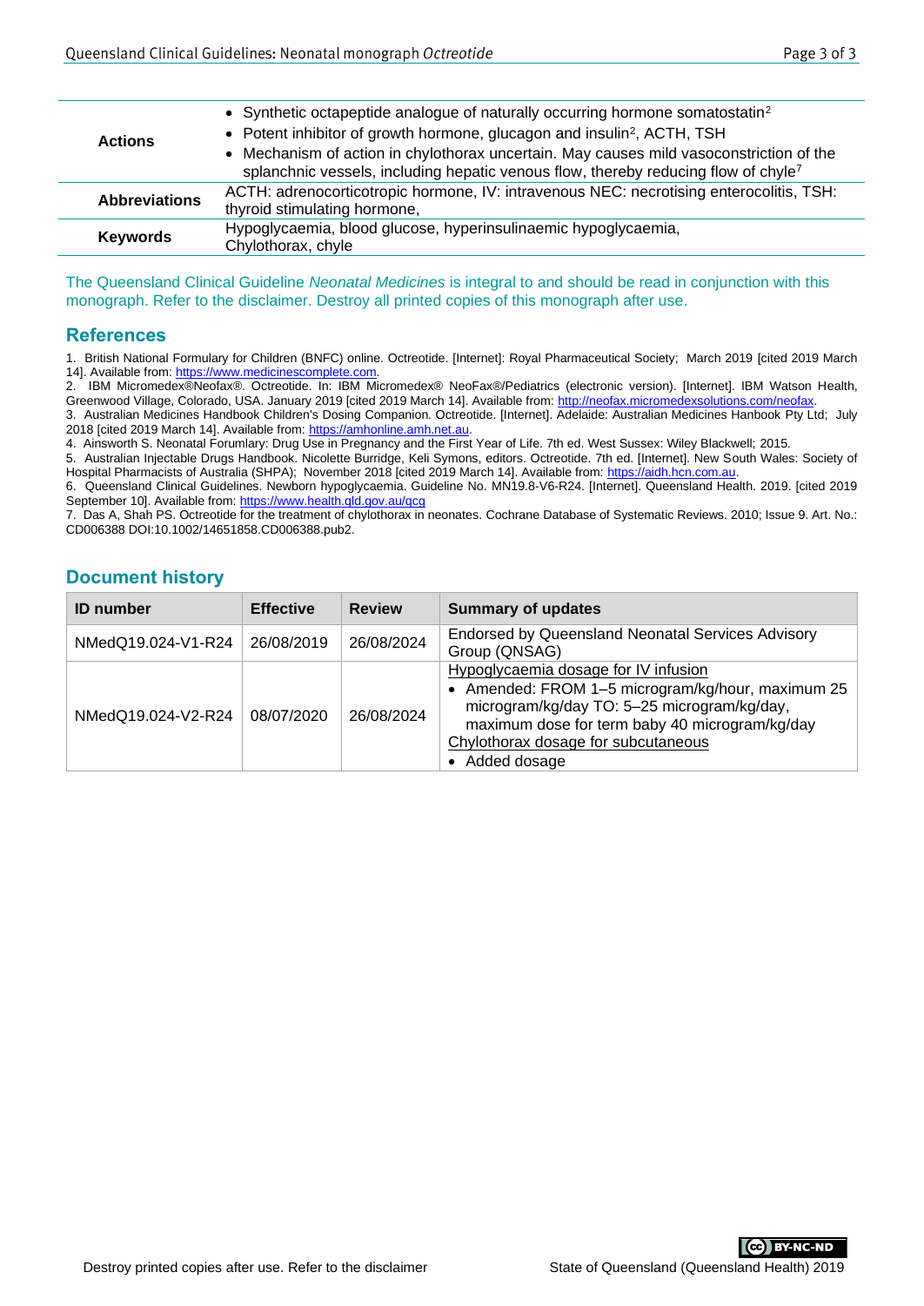| | |
|---|---|
| **Actions** | • Synthetic octapeptide analogue of naturally occurring hormone somatostatin[2]<br>• Potent inhibitor of growth hormone, glucagon and insulin[2], ACTH, TSH<br>• Mechanism of action in chylothorax uncertain. May causes mild vasoconstriction of the splanchnic vessels, including hepatic venous flow, thereby reducing flow of chyle[7] |
| **Abbreviations** | ACTH: adrenocorticotropic hormone, IV: intravenous NEC: necrotising enterocolitis, TSH: thyroid stimulating hormone, |
| **Keywords** | Hypoglycaemia, blood glucose, hyperinsulinaemic hypoglycaemia, Chylothorax, chyle |

The Queensland Clinical Guideline *Neonatal Medicines* is integral to and should be read in conjunction with this monograph. Refer to the disclaimer. Destroy all printed copies of this monograph after use.

## References

1. British National Formulary for Children (BNFC) online. Octreotide. [Internet]: Royal Pharmaceutical Society; March 2019 [cited 2019 March 14]. Available from: https://www.medicinescomplete.com.
2. IBM Micromedex®Neofax®. Octreotide. In: IBM Micromedex® NeoFax®/Pediatrics (electronic version). [Internet]. IBM Watson Health, Greenwood Village, Colorado, USA. January 2019 [cited 2019 March 14]. Available from: http://neofax.micromedexsolutions.com/neofax.
3. Australian Medicines Handbook Children's Dosing Companion. Octreotide. [Internet]. Adelaide: Australian Medicines Hanbook Pty Ltd; July 2018 [cited 2019 March 14]. Available from: https://amhonline.amh.net.au.
4. Ainsworth S. Neonatal Forumlary: Drug Use in Pregnancy and the First Year of Life. 7th ed. West Sussex: Wiley Blackwell; 2015.
5. Australian Injectable Drugs Handbook. Nicolette Burridge, Keli Symons, editors. Octreotide. 7th ed. [Internet]. New South Wales: Society of Hospital Pharmacists of Australia (SHPA); November 2018 [cited 2019 March 14]. Available from: https://aidh.hcn.com.au.
6. Queensland Clinical Guidelines. Newborn hypoglycaemia. Guideline No. MN19.8-V6-R24. [Internet]. Queensland Health. 2019. [cited 2019 September 10]. Available from: https://www.health.qld.gov.au/qcg
7. Das A, Shah PS. Octreotide for the treatment of chylothorax in neonates. Cochrane Database of Systematic Reviews. 2010; Issue 9. Art. No.: CD006388 DOI:10.1002/14651858.CD006388.pub2.

## Document history

| ID number | Effective | Review | Summary of updates |
|---|---|---|---|
| NMedQ19.024-V1-R24 | 26/08/2019 | 26/08/2024 | Endorsed by Queensland Neonatal Services Advisory Group (QNSAG) |
| NMedQ19.024-V2-R24 | 08/07/2020 | 26/08/2024 | Hypoglycaemia dosage for IV infusion<br>• Amended: FROM 1–5 microgram/kg/hour, maximum 25 microgram/kg/day TO: 5–25 microgram/kg/day, maximum dose for term baby 40 microgram/kg/day<br>Chylothorax dosage for subcutaneous<br>• Added dosage |

Destroy printed copies after use. Refer to the disclaimer

State of Queensland (Queensland Health) 2019